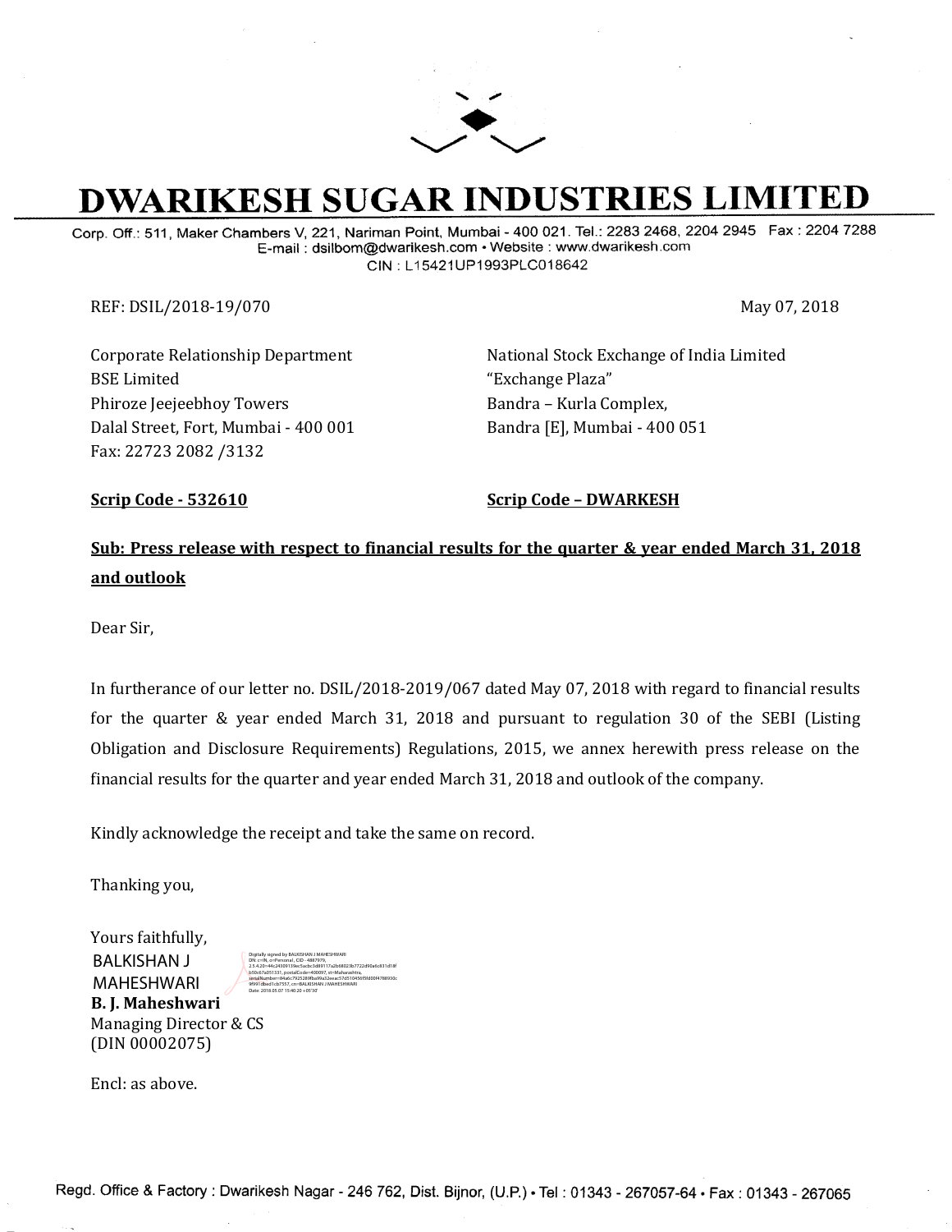# DWARIKESH SUGAR INDUSTRIES LIMITED

Corp. Off.: 511, Maker Chambers V, 221, Nariman Point, Mumbai - 400 021. Tel.: 2283 2468, 2204 2945 Fax : 2204 7288
E-mail : dsilbom@dwarikesh.com • Website : www.dwarikesh.com
CIN : L15421UP1993PLC018642

REF: DSIL/2018-19/070

May 07, 2018

Corporate Relationship Department
BSE Limited
Phiroze Jeejeebhoy Towers
Dalal Street, Fort, Mumbai - 400 001
Fax: 22723 2082 /3132

**Scrip Code - 532610**

National Stock Exchange of India Limited
"Exchange Plaza"
Bandra – Kurla Complex,
Bandra [E], Mumbai - 400 051

**Scrip Code – DWARKESH**

**Sub: Press release with respect to financial results for the quarter & year ended March 31, 2018 and outlook**

Dear Sir,

In furtherance of our letter no. DSIL/2018-2019/067 dated May 07, 2018 with regard to financial results for the quarter & year ended March 31, 2018 and pursuant to regulation 30 of the SEBI (Listing Obligation and Disclosure Requirements) Regulations, 2015, we annex herewith press release on the financial results for the quarter and year ended March 31, 2018 and outlook of the company.

Kindly acknowledge the receipt and take the same on record.

Thanking you,

Yours faithfully,

BALKISHAN J MAHESHWARI

**B. J. Maheshwari**
Managing Director & CS
(DIN 00002075)

Encl: as above.

Regd. Office & Factory : Dwarikesh Nagar - 246 762, Dist. Bijnor, (U.P.) • Tel : 01343 - 267057-64 • Fax : 01343 - 267065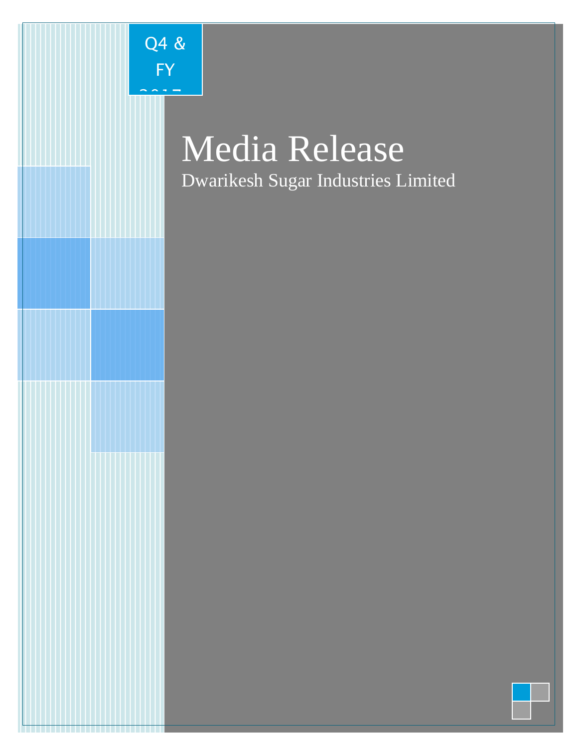Q4 & FY 2017

# Media Release

Dwarikesh Sugar Industries Limited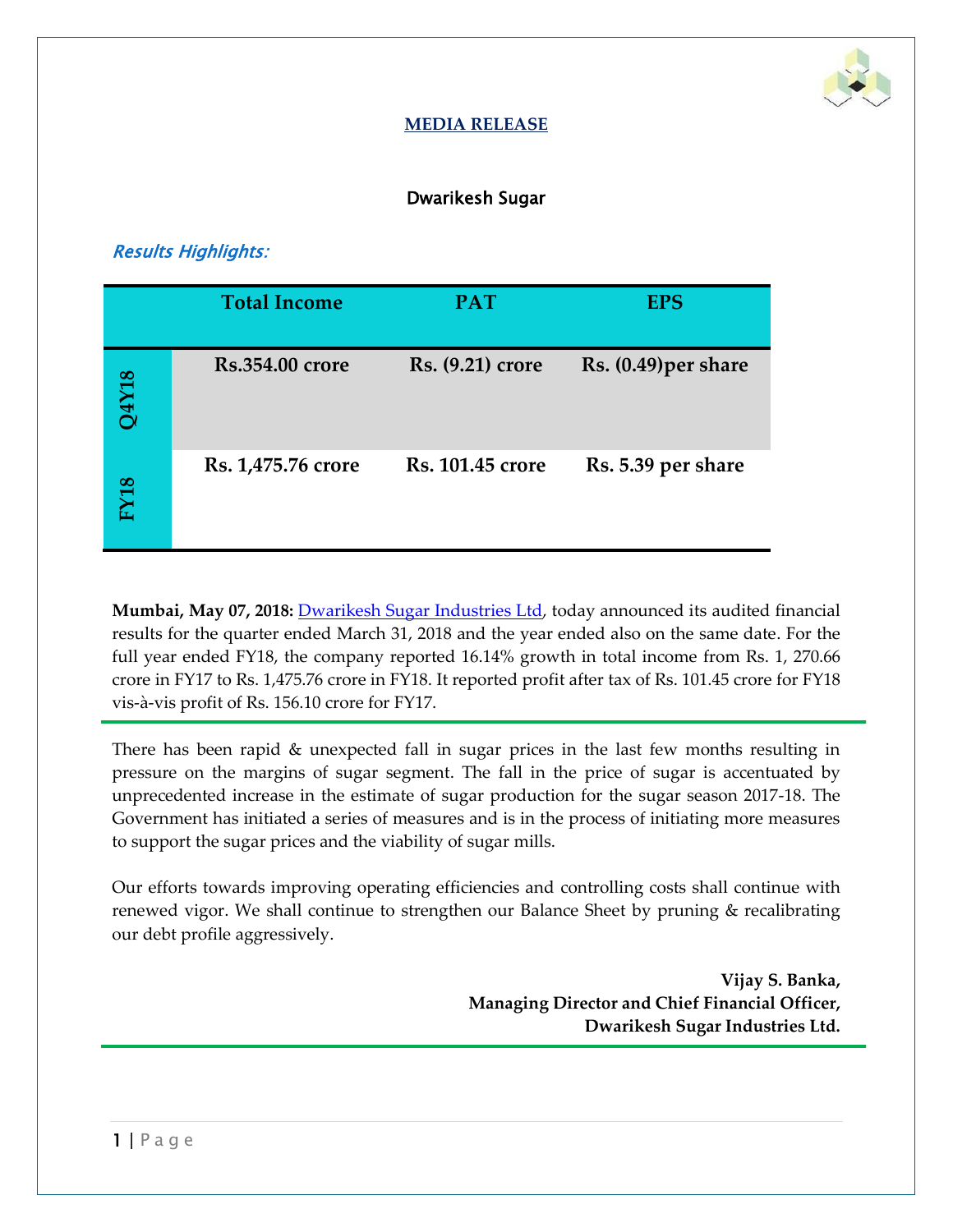**MEDIA RELEASE**

# Dwarikesh Sugar

*Results Highlights:*

| | Total Income | PAT | EPS |
|---|---|---|---|
| Q4Y18 | Rs.354.00 crore | Rs. (9.21) crore | Rs. (0.49)per share |
| FY18 | Rs. 1,475.76 crore | Rs. 101.45 crore | Rs. 5.39 per share |

**Mumbai, May 07, 2018:** Dwarikesh Sugar Industries Ltd, today announced its audited financial results for the quarter ended March 31, 2018 and the year ended also on the same date. For the full year ended FY18, the company reported 16.14% growth in total income from Rs. 1, 270.66 crore in FY17 to Rs. 1,475.76 crore in FY18. It reported profit after tax of Rs. 101.45 crore for FY18 vis-à-vis profit of Rs. 156.10 crore for FY17.

---

There has been rapid & unexpected fall in sugar prices in the last few months resulting in pressure on the margins of sugar segment. The fall in the price of sugar is accentuated by unprecedented increase in the estimate of sugar production for the sugar season 2017-18. The Government has initiated a series of measures and is in the process of initiating more measures to support the sugar prices and the viability of sugar mills.

Our efforts towards improving operating efficiencies and controlling costs shall continue with renewed vigor. We shall continue to strengthen our Balance Sheet by pruning & recalibrating our debt profile aggressively.

**Vijay S. Banka,**
**Managing Director and Chief Financial Officer,**
**Dwarikesh Sugar Industries Ltd.**

---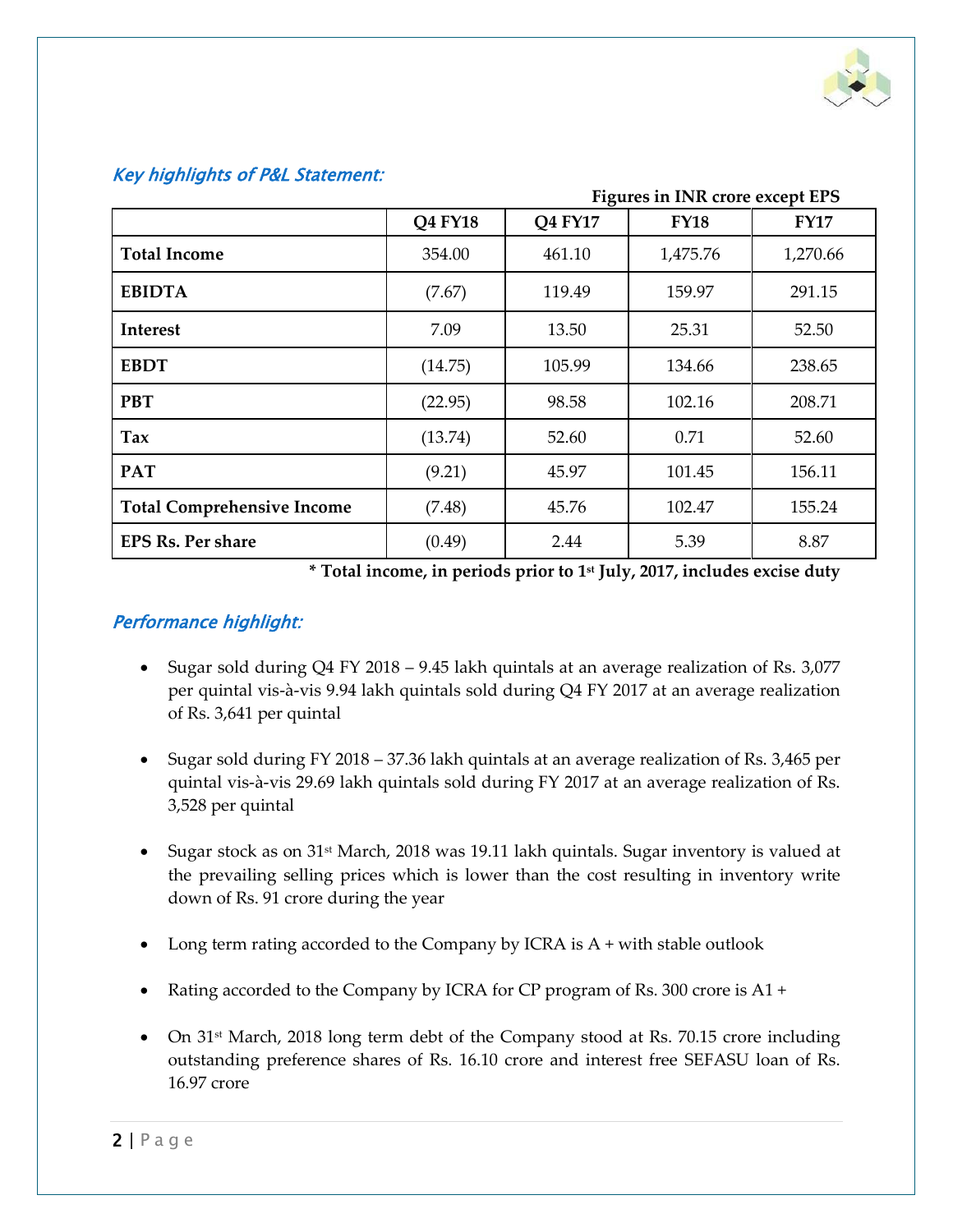### *Key highlights of P&L Statement:*

**Figures in INR crore except EPS**

| | Q4 FY18 | Q4 FY17 | FY18 | FY17 |
|---|---|---|---|---|
| **Total Income** | 354.00 | 461.10 | 1,475.76 | 1,270.66 |
| **EBIDTA** | (7.67) | 119.49 | 159.97 | 291.15 |
| **Interest** | 7.09 | 13.50 | 25.31 | 52.50 |
| **EBDT** | (14.75) | 105.99 | 134.66 | 238.65 |
| **PBT** | (22.95) | 98.58 | 102.16 | 208.71 |
| **Tax** | (13.74) | 52.60 | 0.71 | 52.60 |
| **PAT** | (9.21) | 45.97 | 101.45 | 156.11 |
| **Total Comprehensive Income** | (7.48) | 45.76 | 102.47 | 155.24 |
| **EPS Rs. Per share** | (0.49) | 2.44 | 5.39 | 8.87 |

**\* Total income, in periods prior to 1st July, 2017, includes excise duty**

### *Performance highlight:*

- Sugar sold during Q4 FY 2018 – 9.45 lakh quintals at an average realization of Rs. 3,077 per quintal vis-à-vis 9.94 lakh quintals sold during Q4 FY 2017 at an average realization of Rs. 3,641 per quintal
- Sugar sold during FY 2018 – 37.36 lakh quintals at an average realization of Rs. 3,465 per quintal vis-à-vis 29.69 lakh quintals sold during FY 2017 at an average realization of Rs. 3,528 per quintal
- Sugar stock as on 31st March, 2018 was 19.11 lakh quintals. Sugar inventory is valued at the prevailing selling prices which is lower than the cost resulting in inventory write down of Rs. 91 crore during the year
- Long term rating accorded to the Company by ICRA is A + with stable outlook
- Rating accorded to the Company by ICRA for CP program of Rs. 300 crore is A1 +
- On 31st March, 2018 long term debt of the Company stood at Rs. 70.15 crore including outstanding preference shares of Rs. 16.10 crore and interest free SEFASU loan of Rs. 16.97 crore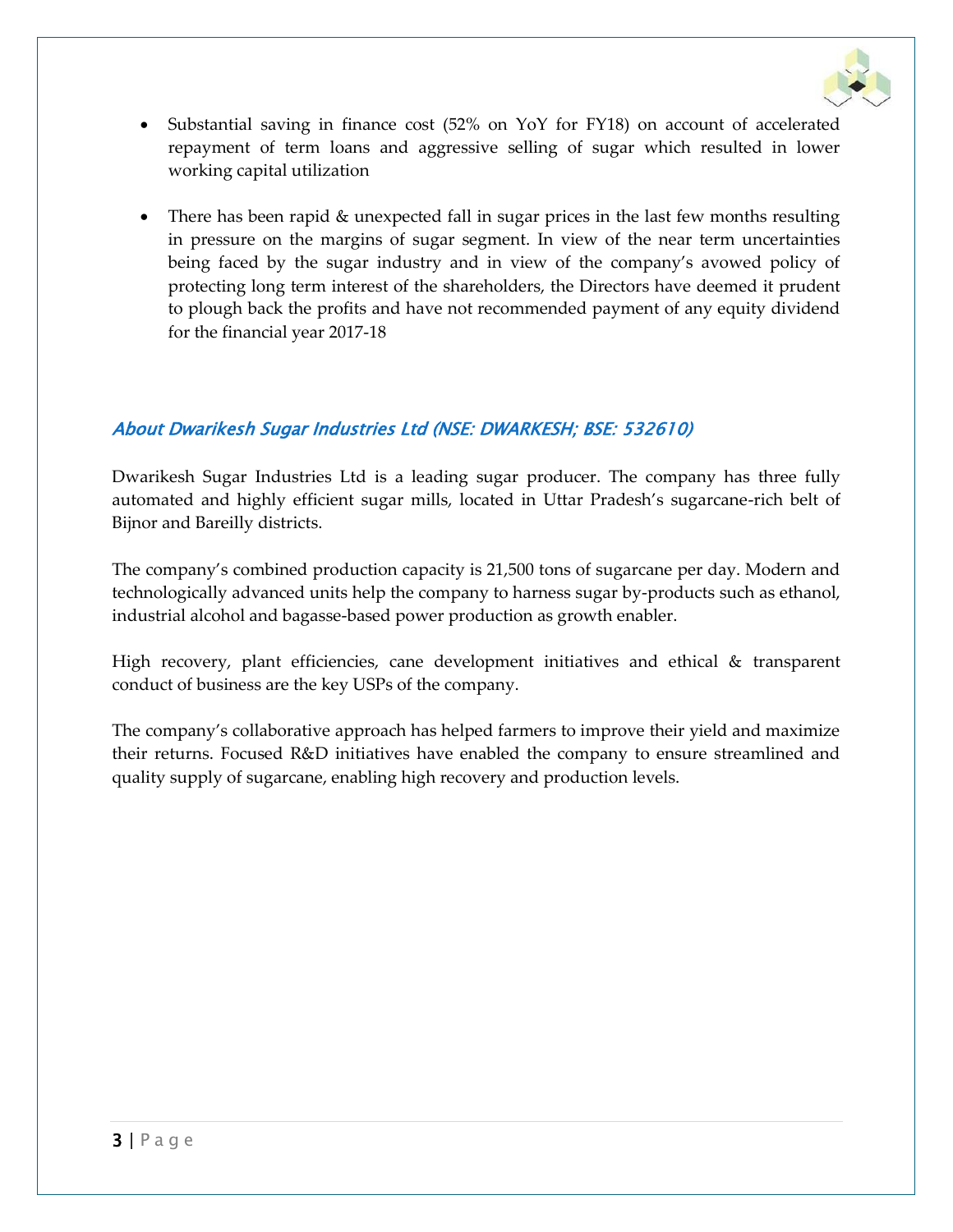- Substantial saving in finance cost (52% on YoY for FY18) on account of accelerated repayment of term loans and aggressive selling of sugar which resulted in lower working capital utilization

- There has been rapid & unexpected fall in sugar prices in the last few months resulting in pressure on the margins of sugar segment. In view of the near term uncertainties being faced by the sugar industry and in view of the company's avowed policy of protecting long term interest of the shareholders, the Directors have deemed it prudent to plough back the profits and have not recommended payment of any equity dividend for the financial year 2017-18

### *About Dwarikesh Sugar Industries Ltd (NSE: DWARKESH; BSE: 532610)*

Dwarikesh Sugar Industries Ltd is a leading sugar producer. The company has three fully automated and highly efficient sugar mills, located in Uttar Pradesh's sugarcane-rich belt of Bijnor and Bareilly districts.

The company's combined production capacity is 21,500 tons of sugarcane per day. Modern and technologically advanced units help the company to harness sugar by-products such as ethanol, industrial alcohol and bagasse-based power production as growth enabler.

High recovery, plant efficiencies, cane development initiatives and ethical & transparent conduct of business are the key USPs of the company.

The company's collaborative approach has helped farmers to improve their yield and maximize their returns. Focused R&D initiatives have enabled the company to ensure streamlined and quality supply of sugarcane, enabling high recovery and production levels.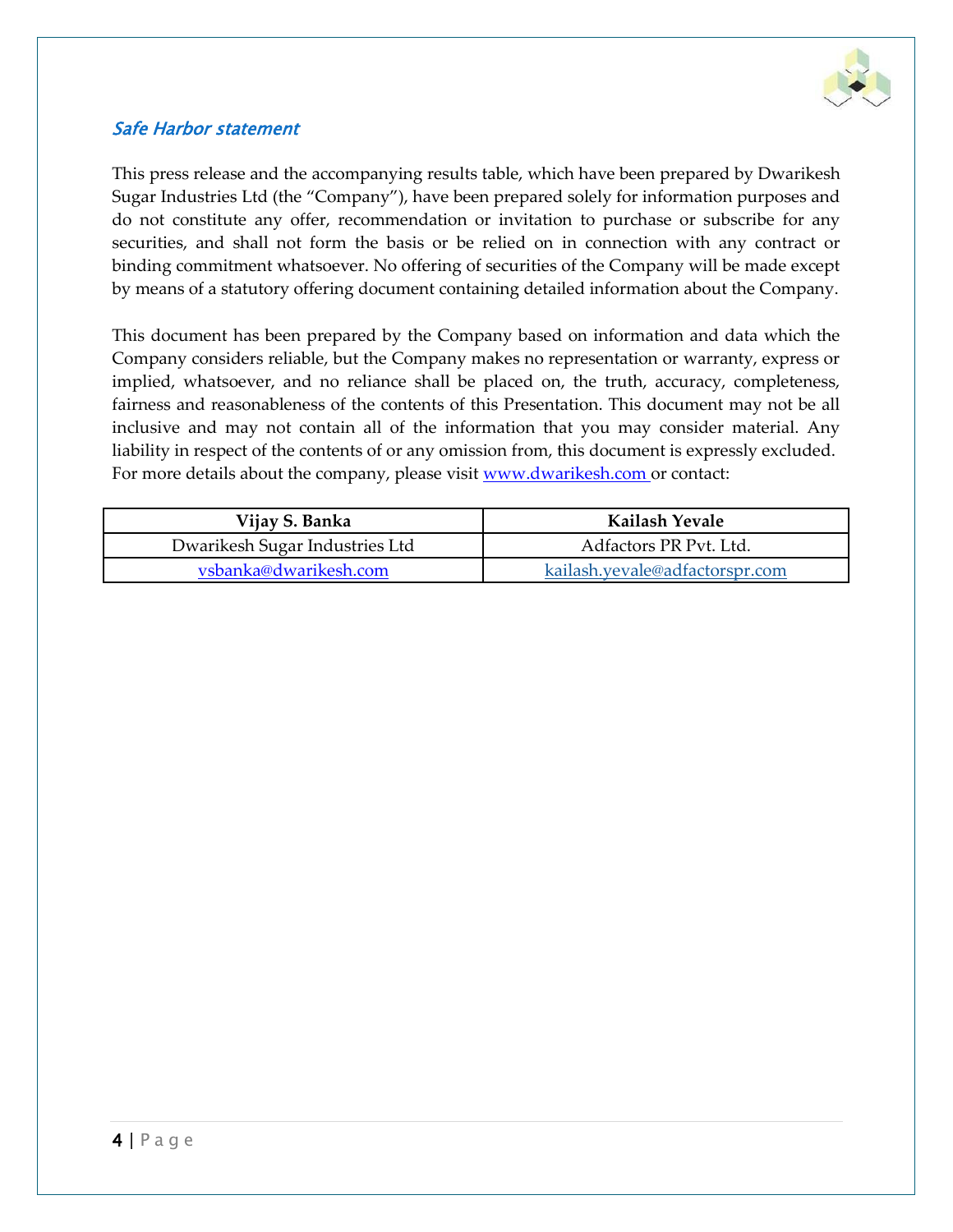### *Safe Harbor statement*

This press release and the accompanying results table, which have been prepared by Dwarikesh Sugar Industries Ltd (the "Company"), have been prepared solely for information purposes and do not constitute any offer, recommendation or invitation to purchase or subscribe for any securities, and shall not form the basis or be relied on in connection with any contract or binding commitment whatsoever. No offering of securities of the Company will be made except by means of a statutory offering document containing detailed information about the Company.

This document has been prepared by the Company based on information and data which the Company considers reliable, but the Company makes no representation or warranty, express or implied, whatsoever, and no reliance shall be placed on, the truth, accuracy, completeness, fairness and reasonableness of the contents of this Presentation. This document may not be all inclusive and may not contain all of the information that you may consider material. Any liability in respect of the contents of or any omission from, this document is expressly excluded. For more details about the company, please visit www.dwarikesh.com or contact:

| Vijay S. Banka | Kailash Yevale |
|---|---|
| Dwarikesh Sugar Industries Ltd | Adfactors PR Pvt. Ltd. |
| vsbanka@dwarikesh.com | kailash.yevale@adfactorspr.com |